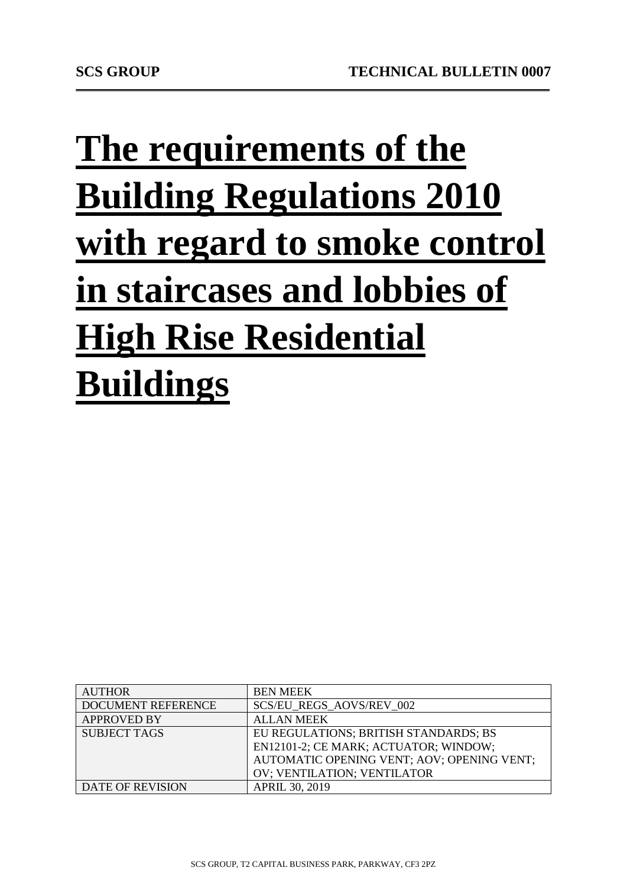# The requirements of the Building Regulations 2010 with regard to smoke control in staircases and lobbies of High Rise Residential Buildings

| AUTHOR | BEN MEEK |
|---|---|
| DOCUMENT REFERENCE | SCS/EU_REGS_AOVS/REV_002 |
| APPROVED BY | ALLAN MEEK |
| SUBJECT TAGS | EU REGULATIONS; BRITISH STANDARDS; BS EN12101-2; CE MARK; ACTUATOR; WINDOW; AUTOMATIC OPENING VENT; AOV; OPENING VENT; OV; VENTILATION; VENTILATOR |
| DATE OF REVISION | APRIL 30, 2019 |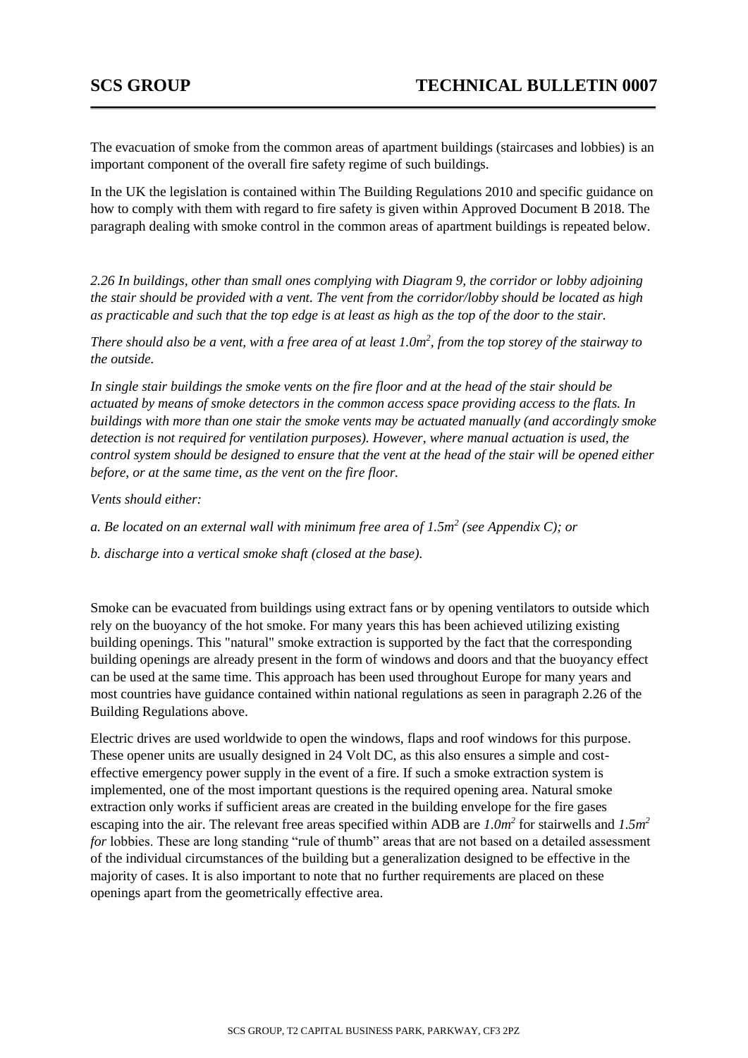The evacuation of smoke from the common areas of apartment buildings (staircases and lobbies) is an important component of the overall fire safety regime of such buildings.

In the UK the legislation is contained within The Building Regulations 2010 and specific guidance on how to comply with them with regard to fire safety is given within Approved Document B 2018. The paragraph dealing with smoke control in the common areas of apartment buildings is repeated below.

*2.26 In buildings, other than small ones complying with Diagram 9, the corridor or lobby adjoining the stair should be provided with a vent. The vent from the corridor/lobby should be located as high as practicable and such that the top edge is at least as high as the top of the door to the stair.*

*There should also be a vent, with a free area of at least $1.0m^2$, from the top storey of the stairway to the outside.*

*In single stair buildings the smoke vents on the fire floor and at the head of the stair should be actuated by means of smoke detectors in the common access space providing access to the flats. In buildings with more than one stair the smoke vents may be actuated manually (and accordingly smoke detection is not required for ventilation purposes). However, where manual actuation is used, the control system should be designed to ensure that the vent at the head of the stair will be opened either before, or at the same time, as the vent on the fire floor.*

*Vents should either:*

*a. Be located on an external wall with minimum free area of $1.5m^2$ (see Appendix C); or*

*b. discharge into a vertical smoke shaft (closed at the base).*

Smoke can be evacuated from buildings using extract fans or by opening ventilators to outside which rely on the buoyancy of the hot smoke. For many years this has been achieved utilizing existing building openings. This "natural" smoke extraction is supported by the fact that the corresponding building openings are already present in the form of windows and doors and that the buoyancy effect can be used at the same time. This approach has been used throughout Europe for many years and most countries have guidance contained within national regulations as seen in paragraph 2.26 of the Building Regulations above.

Electric drives are used worldwide to open the windows, flaps and roof windows for this purpose. These opener units are usually designed in 24 Volt DC, as this also ensures a simple and cost-effective emergency power supply in the event of a fire. If such a smoke extraction system is implemented, one of the most important questions is the required opening area. Natural smoke extraction only works if sufficient areas are created in the building envelope for the fire gases escaping into the air. The relevant free areas specified within ADB are *$1.0m^2$* for stairwells and *$1.5m^2$ for* lobbies. These are long standing "rule of thumb" areas that are not based on a detailed assessment of the individual circumstances of the building but a generalization designed to be effective in the majority of cases. It is also important to note that no further requirements are placed on these openings apart from the geometrically effective area.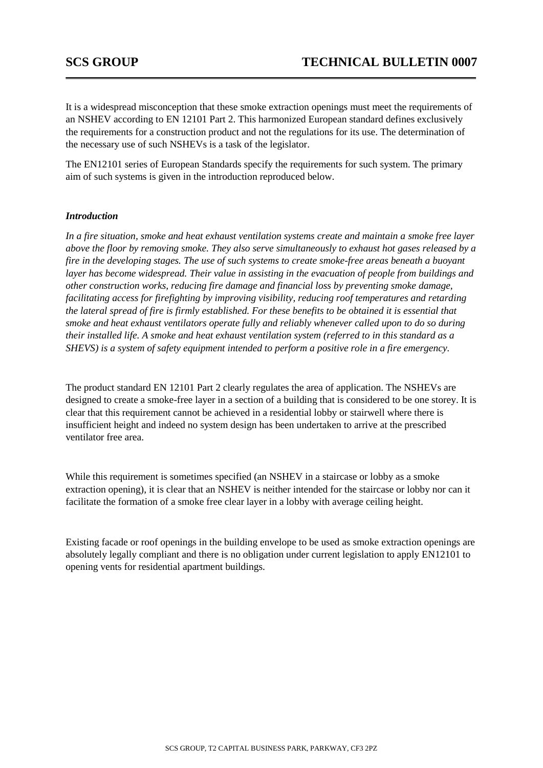It is a widespread misconception that these smoke extraction openings must meet the requirements of an NSHEV according to EN 12101 Part 2. This harmonized European standard defines exclusively the requirements for a construction product and not the regulations for its use. The determination of the necessary use of such NSHEVs is a task of the legislator.

The EN12101 series of European Standards specify the requirements for such system. The primary aim of such systems is given in the introduction reproduced below.

***Introduction***

*In a fire situation, smoke and heat exhaust ventilation systems create and maintain a smoke free layer above the floor by removing smoke. They also serve simultaneously to exhaust hot gases released by a fire in the developing stages. The use of such systems to create smoke-free areas beneath a buoyant layer has become widespread. Their value in assisting in the evacuation of people from buildings and other construction works, reducing fire damage and financial loss by preventing smoke damage, facilitating access for firefighting by improving visibility, reducing roof temperatures and retarding the lateral spread of fire is firmly established. For these benefits to be obtained it is essential that smoke and heat exhaust ventilators operate fully and reliably whenever called upon to do so during their installed life. A smoke and heat exhaust ventilation system (referred to in this standard as a SHEVS) is a system of safety equipment intended to perform a positive role in a fire emergency.*

The product standard EN 12101 Part 2 clearly regulates the area of application. The NSHEVs are designed to create a smoke-free layer in a section of a building that is considered to be one storey. It is clear that this requirement cannot be achieved in a residential lobby or stairwell where there is insufficient height and indeed no system design has been undertaken to arrive at the prescribed ventilator free area.

While this requirement is sometimes specified (an NSHEV in a staircase or lobby as a smoke extraction opening), it is clear that an NSHEV is neither intended for the staircase or lobby nor can it facilitate the formation of a smoke free clear layer in a lobby with average ceiling height.

Existing facade or roof openings in the building envelope to be used as smoke extraction openings are absolutely legally compliant and there is no obligation under current legislation to apply EN12101 to opening vents for residential apartment buildings.